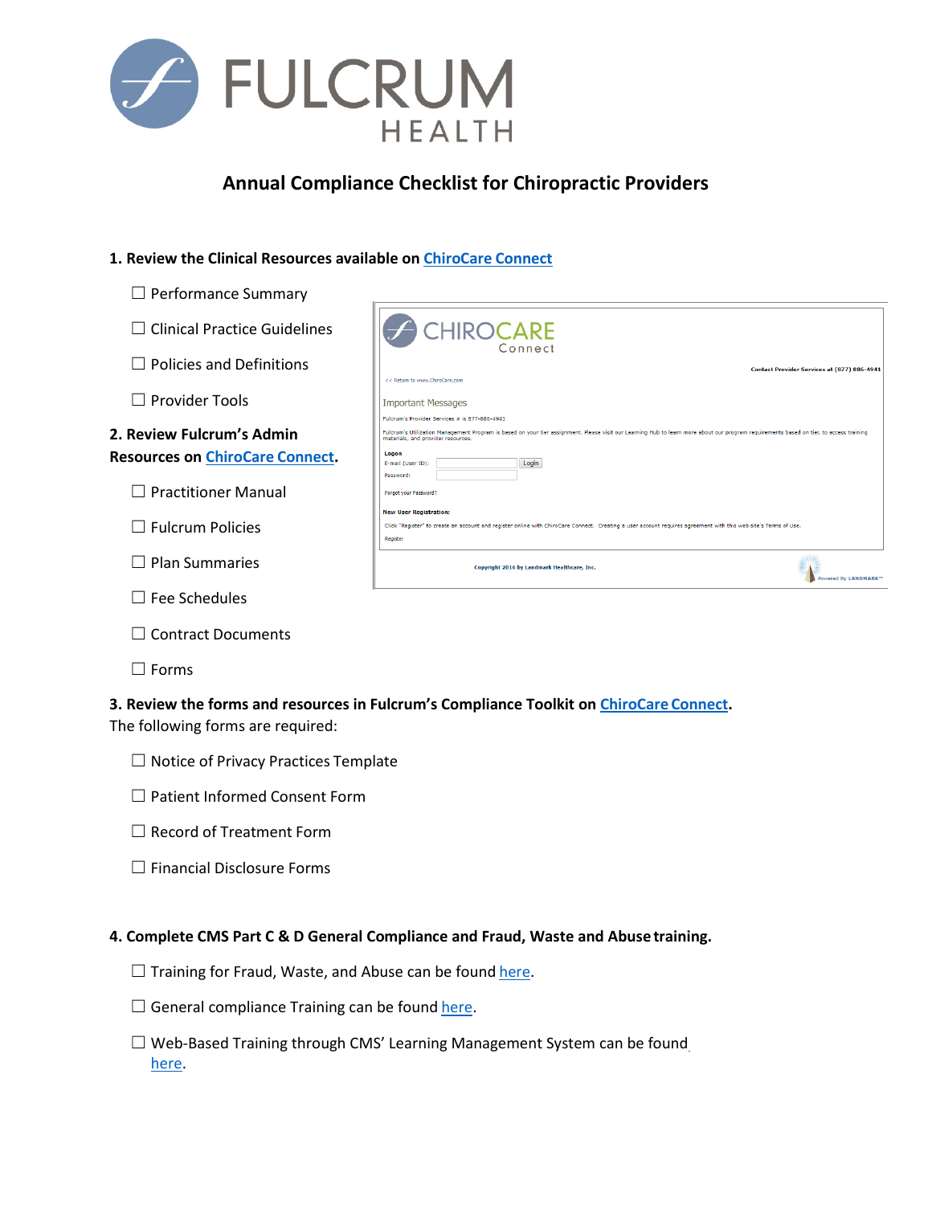# Annual Compliance Checklist for Chiropractic Providers

**1. Review the Clinical Resources available on ChiroCare Connect**

- ☐ Performance Summary
- ☐ Clinical Practice Guidelines
- ☐ Policies and Definitions
- ☐ Provider Tools

**2. Review Fulcrum's Admin Resources on ChiroCare Connect.**

- ☐ Practitioner Manual
- ☐ Fulcrum Policies
- ☐ Plan Summaries
- ☐ Fee Schedules
- ☐ Contract Documents
- ☐ Forms

**3. Review the forms and resources in Fulcrum's Compliance Toolkit on ChiroCare Connect.**
The following forms are required:

- ☐ Notice of Privacy Practices Template
- ☐ Patient Informed Consent Form
- ☐ Record of Treatment Form
- ☐ Financial Disclosure Forms

**4. Complete CMS Part C & D General Compliance and Fraud, Waste and Abuse training.**

- ☐ Training for Fraud, Waste, and Abuse can be found here.
- ☐ General compliance Training can be found here.
- ☐ Web-Based Training through CMS' Learning Management System can be found here.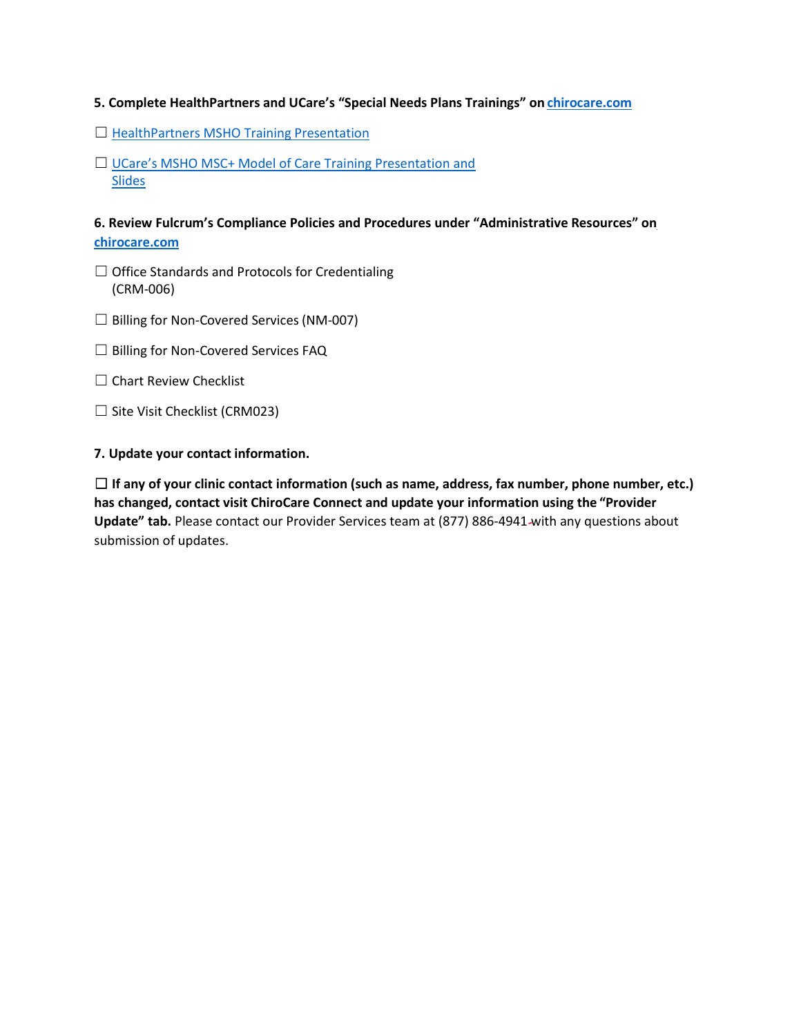**5. Complete HealthPartners and UCare's "Special Needs Plans Trainings" on chirocare.com**

☐ HealthPartners MSHO Training Presentation

☐ UCare's MSHO MSC+ Model of Care Training Presentation and Slides

**6. Review Fulcrum's Compliance Policies and Procedures under "Administrative Resources" on chirocare.com**

☐ Office Standards and Protocols for Credentialing (CRM-006)

☐ Billing for Non-Covered Services (NM-007)

☐ Billing for Non-Covered Services FAQ

☐ Chart Review Checklist

☐ Site Visit Checklist (CRM023)

**7. Update your contact information.**

☐ **If any of your clinic contact information (such as name, address, fax number, phone number, etc.) has changed, contact visit ChiroCare Connect and update your information using the "Provider Update" tab.** Please contact our Provider Services team at (877) 886-4941 with any questions about submission of updates.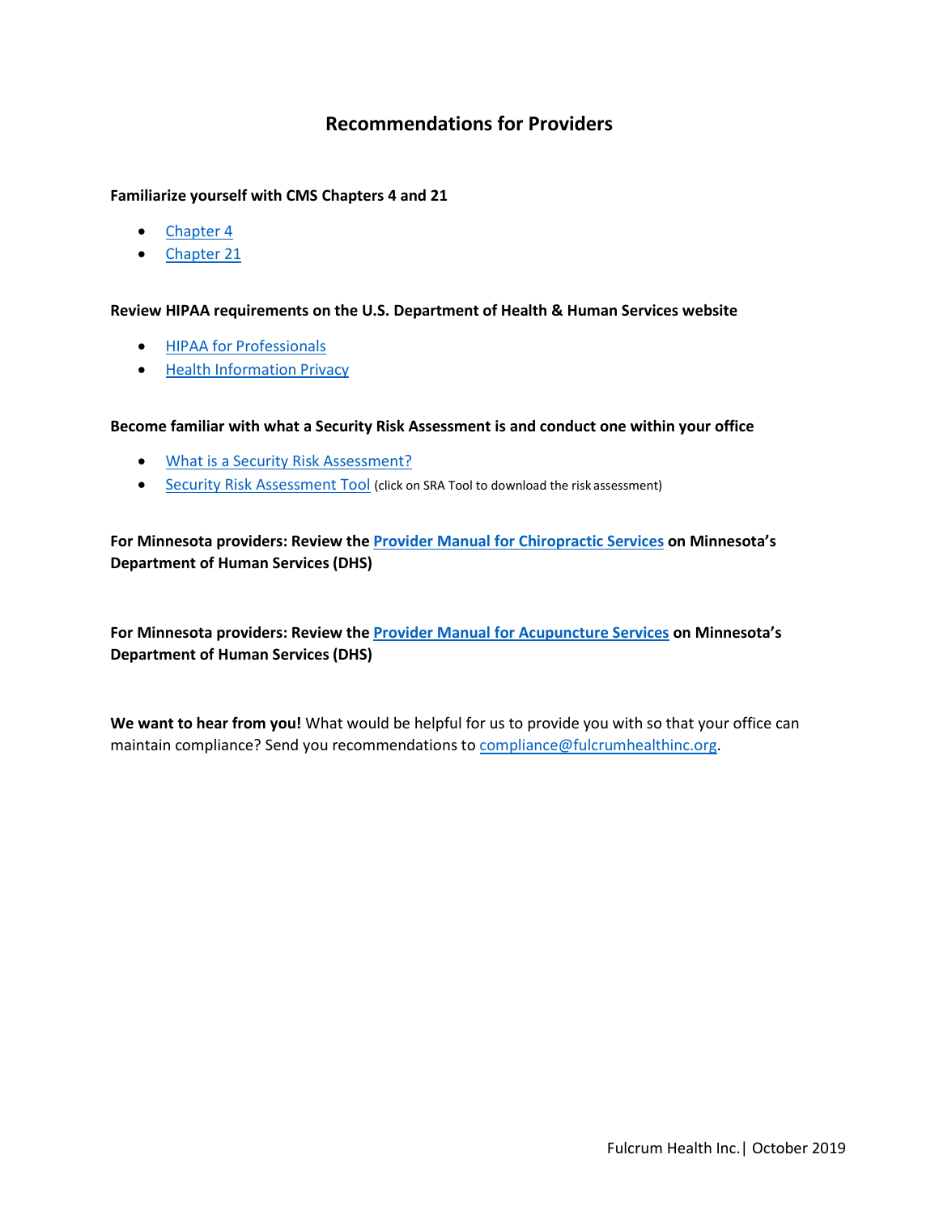# Recommendations for Providers

**Familiarize yourself with CMS Chapters 4 and 21**

- Chapter 4
- Chapter 21

**Review HIPAA requirements on the U.S. Department of Health & Human Services website**

- HIPAA for Professionals
- Health Information Privacy

**Become familiar with what a Security Risk Assessment is and conduct one within your office**

- What is a Security Risk Assessment?
- Security Risk Assessment Tool (click on SRA Tool to download the risk assessment)

**For Minnesota providers: Review the Provider Manual for Chiropractic Services on Minnesota's Department of Human Services (DHS)**

**For Minnesota providers: Review the Provider Manual for Acupuncture Services on Minnesota's Department of Human Services (DHS)**

**We want to hear from you!** What would be helpful for us to provide you with so that your office can maintain compliance? Send you recommendations to compliance@fulcrumhealthinc.org.

Fulcrum Health Inc.| October 2019